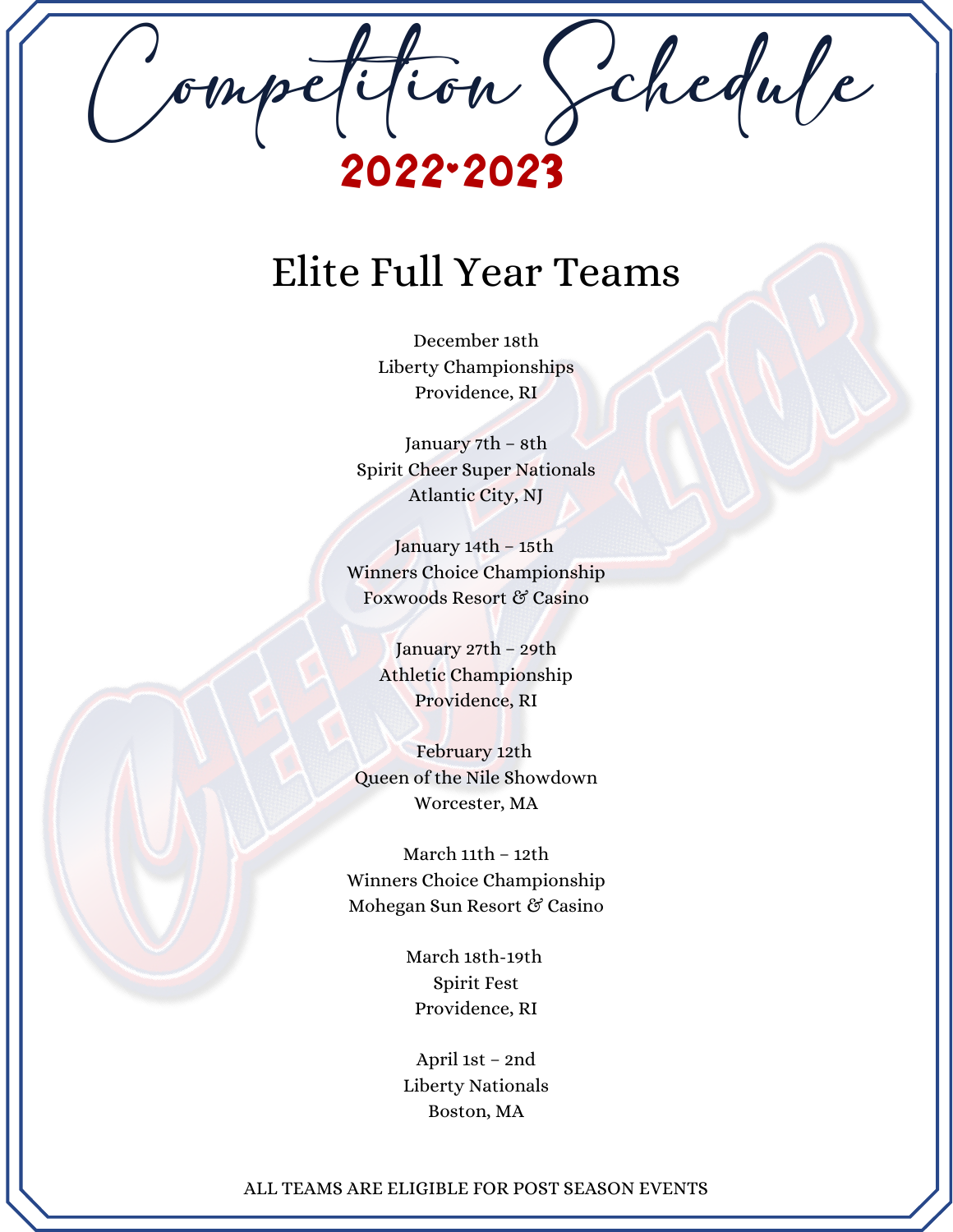# Competition Schedule

## 2022•2023

## Elite Full Year Teams

December 18th
Liberty Championships
Providence, RI

January 7th – 8th
Spirit Cheer Super Nationals
Atlantic City, NJ

January 14th – 15th
Winners Choice Championship
Foxwoods Resort & Casino

January 27th – 29th
Athletic Championship
Providence, RI

February 12th
Queen of the Nile Showdown
Worcester, MA

March 11th – 12th
Winners Choice Championship
Mohegan Sun Resort & Casino

March 18th-19th
Spirit Fest
Providence, RI

April 1st – 2nd
Liberty Nationals
Boston, MA

ALL TEAMS ARE ELIGIBLE FOR POST SEASON EVENTS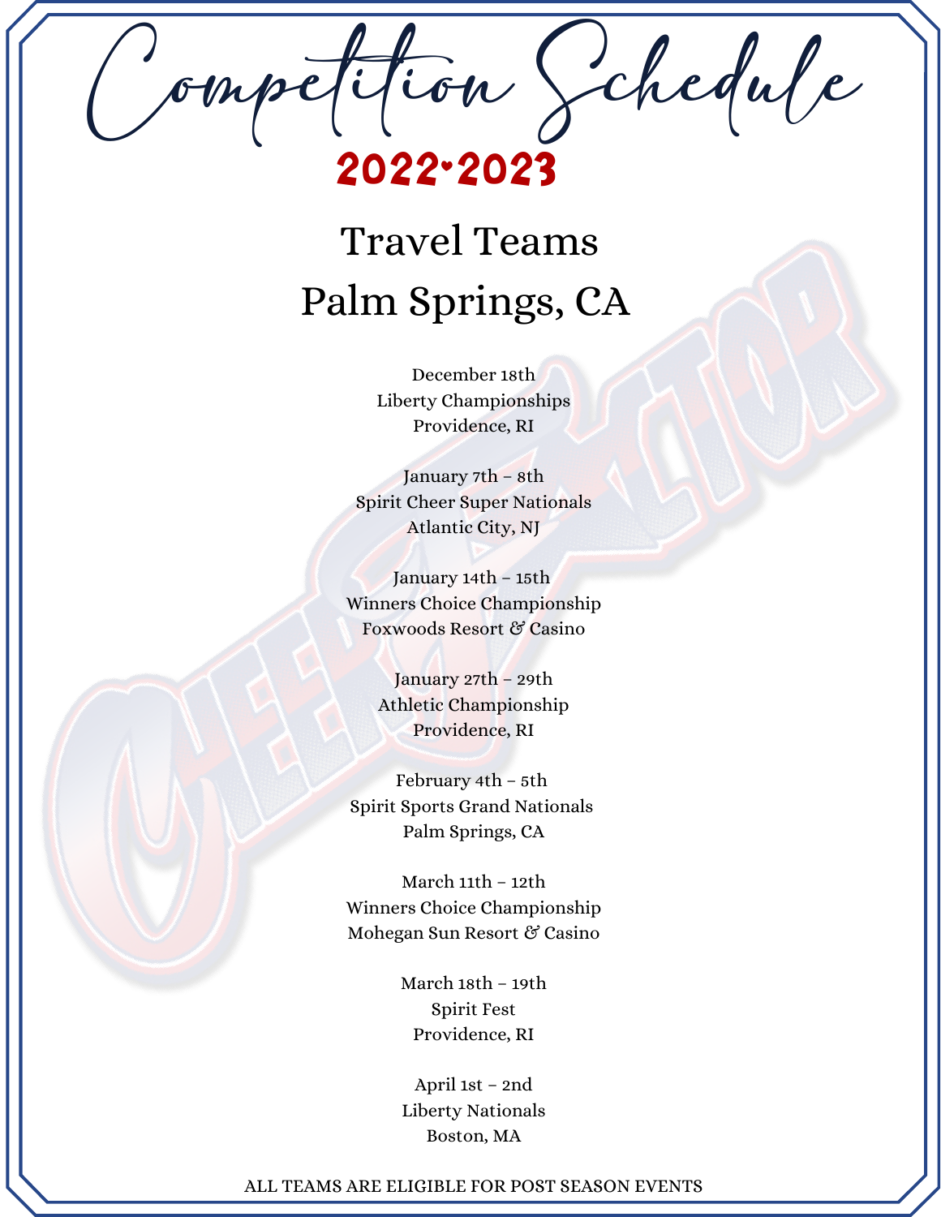# Competition Schedule

## 2022•2023

## Travel Teams
## Palm Springs, CA

December 18th
Liberty Championships
Providence, RI

January 7th – 8th
Spirit Cheer Super Nationals
Atlantic City, NJ

January 14th – 15th
Winners Choice Championship
Foxwoods Resort & Casino

January 27th – 29th
Athletic Championship
Providence, RI

February 4th – 5th
Spirit Sports Grand Nationals
Palm Springs, CA

March 11th – 12th
Winners Choice Championship
Mohegan Sun Resort & Casino

March 18th – 19th
Spirit Fest
Providence, RI

April 1st – 2nd
Liberty Nationals
Boston, MA

ALL TEAMS ARE ELIGIBLE FOR POST SEASON EVENTS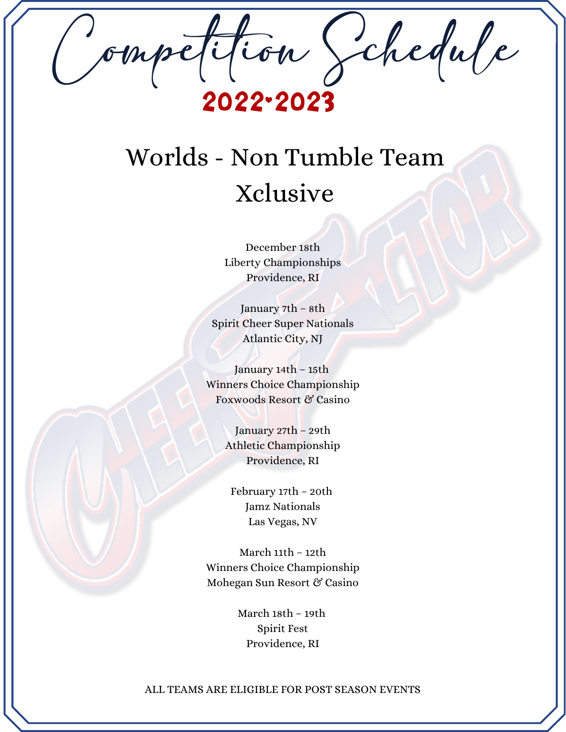# Competition Schedule

**2022•2023**

## Worlds - Non Tumble Team

## Xclusive

December 18th
Liberty Championships
Providence, RI

January 7th – 8th
Spirit Cheer Super Nationals
Atlantic City, NJ

January 14th – 15th
Winners Choice Championship
Foxwoods Resort & Casino

January 27th – 29th
Athletic Championship
Providence, RI

February 17th – 20th
Jamz Nationals
Las Vegas, NV

March 11th – 12th
Winners Choice Championship
Mohegan Sun Resort & Casino

March 18th – 19th
Spirit Fest
Providence, RI

ALL TEAMS ARE ELIGIBLE FOR POST SEASON EVENTS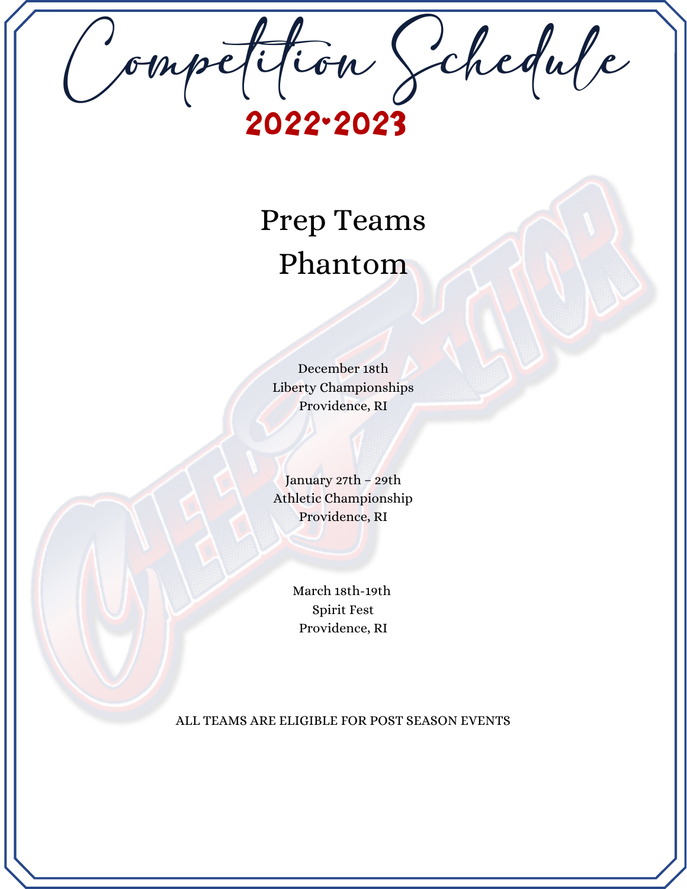# Competition Schedule

## 2022•2023

## Prep Teams
## Phantom

December 18th
Liberty Championships
Providence, RI

January 27th – 29th
Athletic Championship
Providence, RI

March 18th-19th
Spirit Fest
Providence, RI

ALL TEAMS ARE ELIGIBLE FOR POST SEASON EVENTS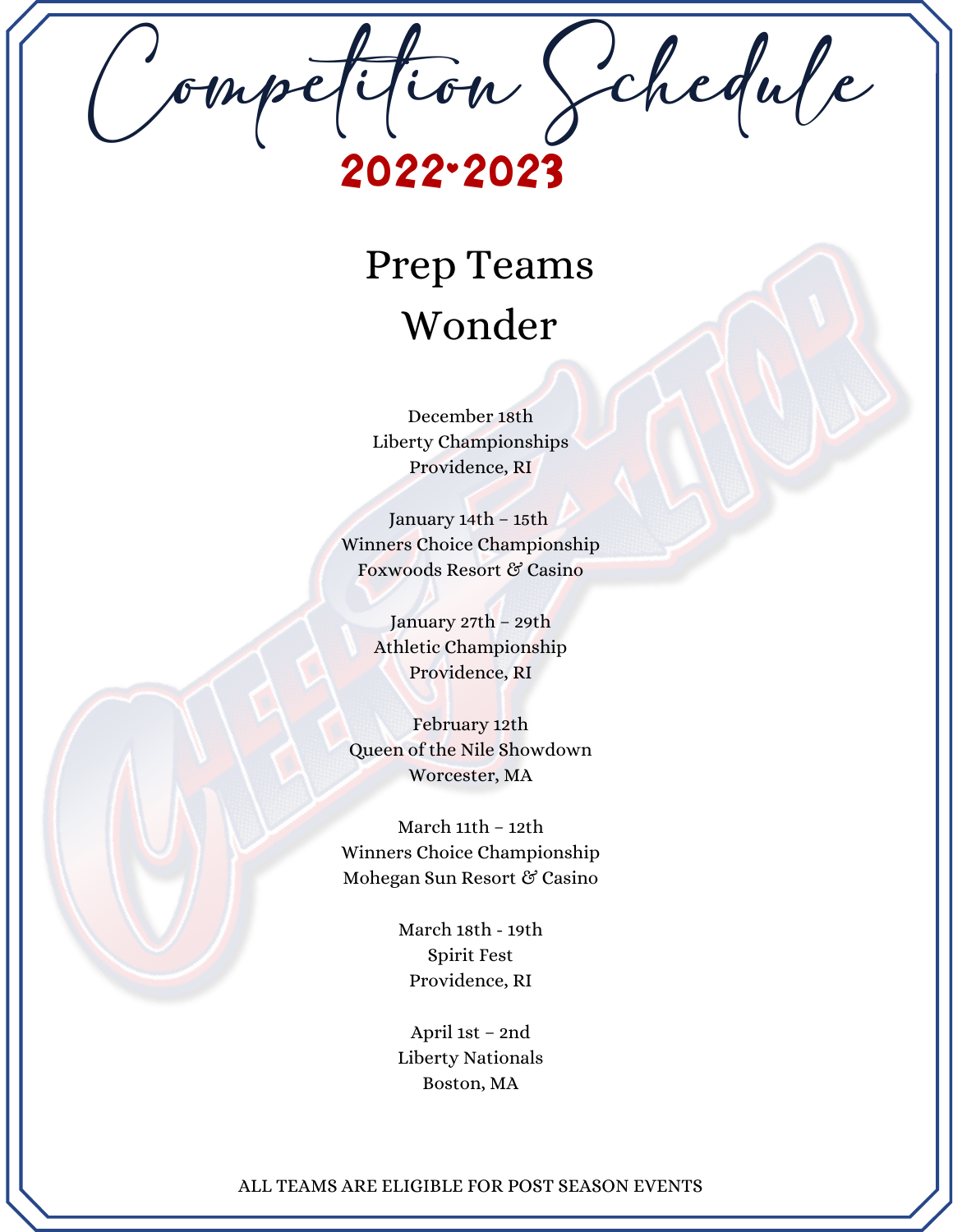# Competition Schedule

## 2022•2023

## Prep Teams
## Wonder

December 18th
Liberty Championships
Providence, RI

January 14th – 15th
Winners Choice Championship
Foxwoods Resort & Casino

January 27th – 29th
Athletic Championship
Providence, RI

February 12th
Queen of the Nile Showdown
Worcester, MA

March 11th – 12th
Winners Choice Championship
Mohegan Sun Resort & Casino

March 18th - 19th
Spirit Fest
Providence, RI

April 1st – 2nd
Liberty Nationals
Boston, MA

ALL TEAMS ARE ELIGIBLE FOR POST SEASON EVENTS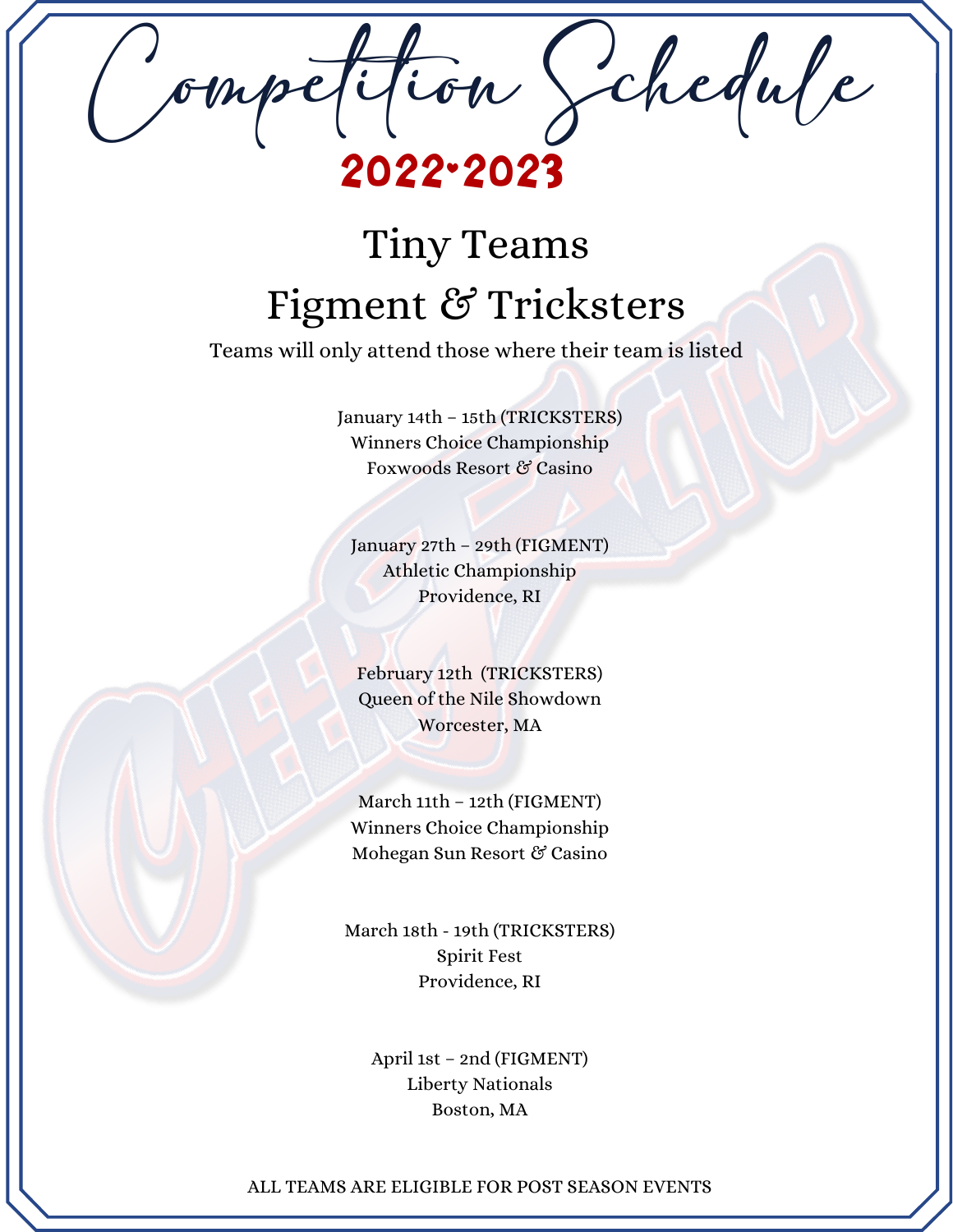# Competition Schedule

## 2022•2023

## Tiny Teams
## Figment & Tricksters

Teams will only attend those where their team is listed

January 14th – 15th (TRICKSTERS)
Winners Choice Championship
Foxwoods Resort & Casino

January 27th – 29th (FIGMENT)
Athletic Championship
Providence, RI

February 12th (TRICKSTERS)
Queen of the Nile Showdown
Worcester, MA

March 11th – 12th (FIGMENT)
Winners Choice Championship
Mohegan Sun Resort & Casino

March 18th - 19th (TRICKSTERS)
Spirit Fest
Providence, RI

April 1st – 2nd (FIGMENT)
Liberty Nationals
Boston, MA

ALL TEAMS ARE ELIGIBLE FOR POST SEASON EVENTS